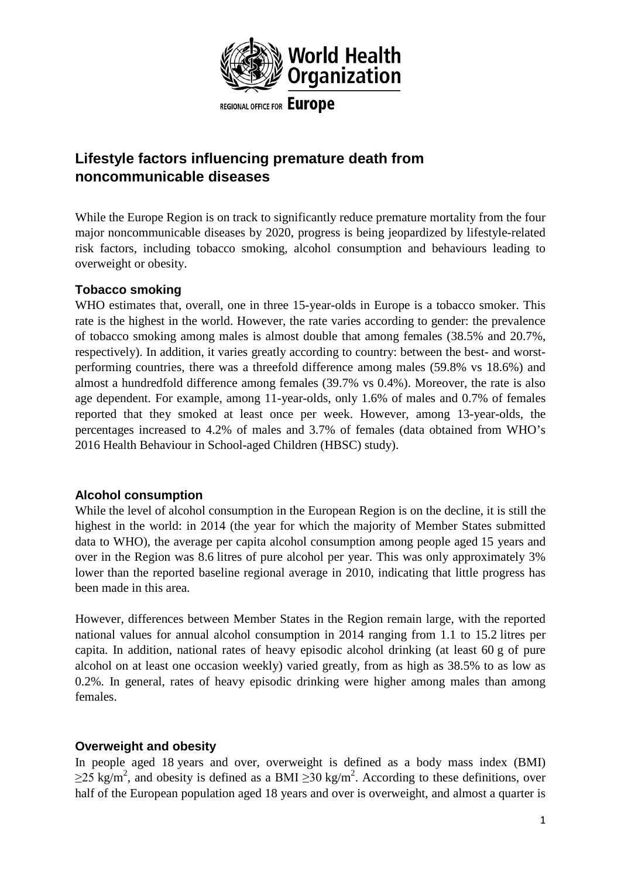World Health Organization

REGIONAL OFFICE FOR Europe

# Lifestyle factors influencing premature death from noncommunicable diseases

While the Europe Region is on track to significantly reduce premature mortality from the four major noncommunicable diseases by 2020, progress is being jeopardized by lifestyle-related risk factors, including tobacco smoking, alcohol consumption and behaviours leading to overweight or obesity.

## Tobacco smoking

WHO estimates that, overall, one in three 15-year-olds in Europe is a tobacco smoker. This rate is the highest in the world. However, the rate varies according to gender: the prevalence of tobacco smoking among males is almost double that among females (38.5% and 20.7%, respectively). In addition, it varies greatly according to country: between the best- and worst-performing countries, there was a threefold difference among males (59.8% vs 18.6%) and almost a hundredfold difference among females (39.7% vs 0.4%). Moreover, the rate is also age dependent. For example, among 11-year-olds, only 1.6% of males and 0.7% of females reported that they smoked at least once per week. However, among 13-year-olds, the percentages increased to 4.2% of males and 3.7% of females (data obtained from WHO's 2016 Health Behaviour in School-aged Children (HBSC) study).

## Alcohol consumption

While the level of alcohol consumption in the European Region is on the decline, it is still the highest in the world: in 2014 (the year for which the majority of Member States submitted data to WHO), the average per capita alcohol consumption among people aged 15 years and over in the Region was 8.6 litres of pure alcohol per year. This was only approximately 3% lower than the reported baseline regional average in 2010, indicating that little progress has been made in this area.

However, differences between Member States in the Region remain large, with the reported national values for annual alcohol consumption in 2014 ranging from 1.1 to 15.2 litres per capita. In addition, national rates of heavy episodic alcohol drinking (at least 60 g of pure alcohol on at least one occasion weekly) varied greatly, from as high as 38.5% to as low as 0.2%. In general, rates of heavy episodic drinking were higher among males than among females.

## Overweight and obesity

In people aged 18 years and over, overweight is defined as a body mass index (BMI) $\geq 25$ kg/m$^2$, and obesity is defined as a BMI $\geq 30$ kg/m$^2$. According to these definitions, over half of the European population aged 18 years and over is overweight, and almost a quarter is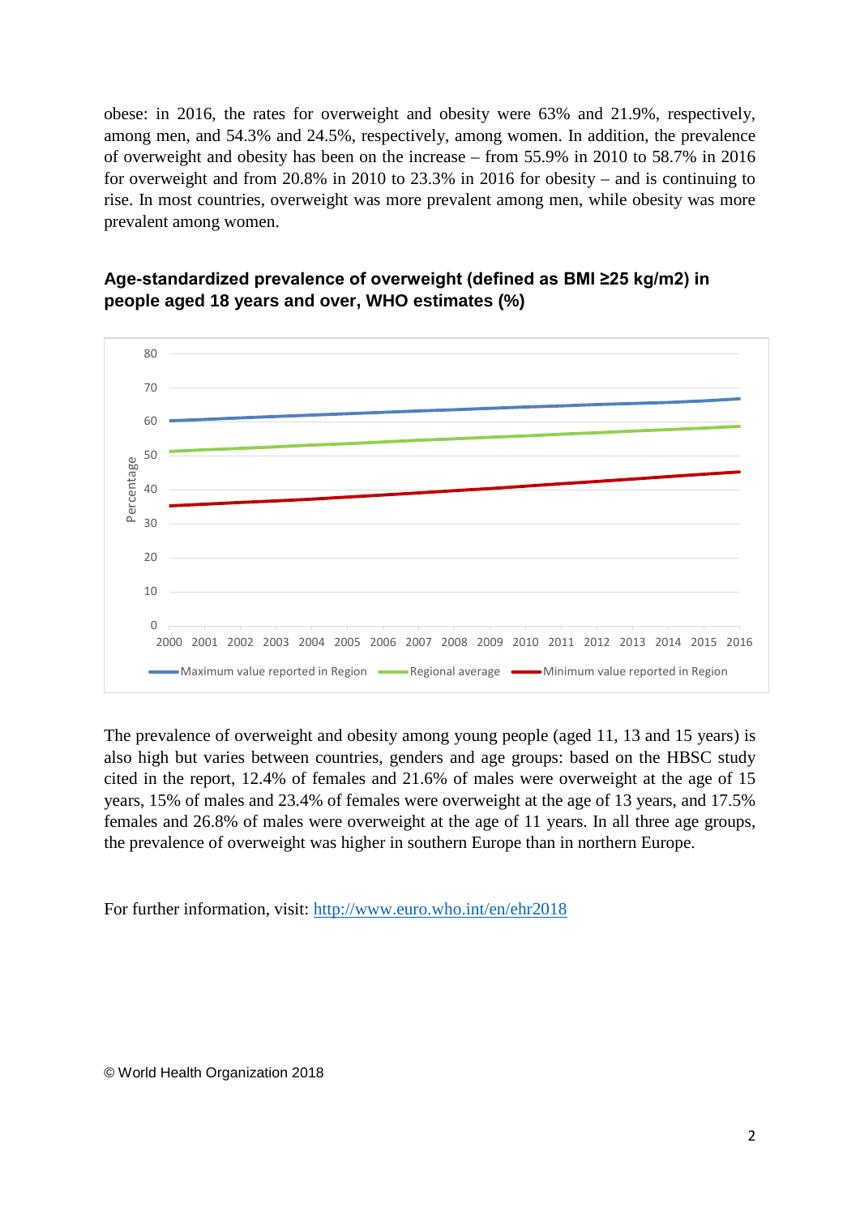obese: in 2016, the rates for overweight and obesity were 63% and 21.9%, respectively, among men, and 54.3% and 24.5%, respectively, among women. In addition, the prevalence of overweight and obesity has been on the increase – from 55.9% in 2010 to 58.7% in 2016 for overweight and from 20.8% in 2010 to 23.3% in 2016 for obesity – and is continuing to rise. In most countries, overweight was more prevalent among men, while obesity was more prevalent among women.

**Age-standardized prevalence of overweight (defined as BMI ≥25 kg/m2) in people aged 18 years and over, WHO estimates (%)**

Percentage

80
70
60
50
40
30
20
10
0

2000 2001 2002 2003 2004 2005 2006 2007 2008 2009 2010 2011 2012 2013 2014 2015 2016

Maximum value reported in Region
Regional average
Minimum value reported in Region

The prevalence of overweight and obesity among young people (aged 11, 13 and 15 years) is also high but varies between countries, genders and age groups: based on the HBSC study cited in the report, 12.4% of females and 21.6% of males were overweight at the age of 15 years, 15% of males and 23.4% of females were overweight at the age of 13 years, and 17.5% females and 26.8% of males were overweight at the age of 11 years. In all three age groups, the prevalence of overweight was higher in southern Europe than in northern Europe.

For further information, visit: [http://www.euro.who.int/en/ehr2018](http://www.euro.who.int/en/ehr2018)

© World Health Organization 2018